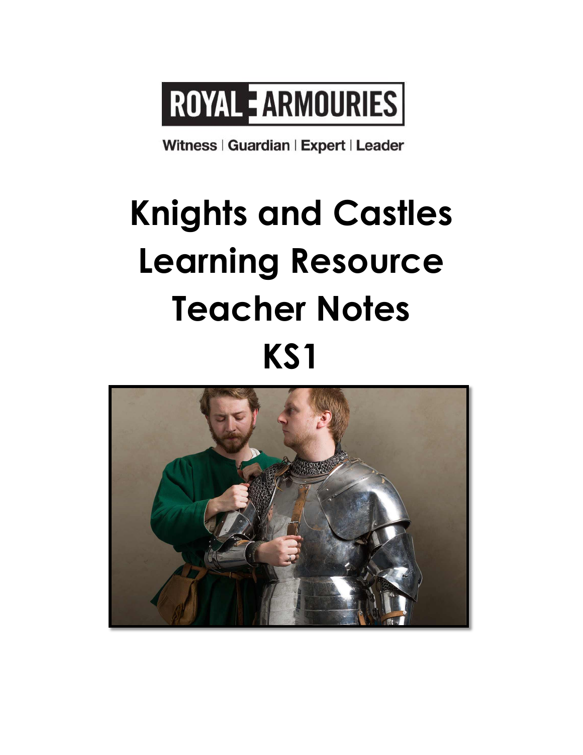ROYAL ARMOURIES

Witness | Guardian | Expert | Leader

# Knights and Castles Learning Resource Teacher Notes KS1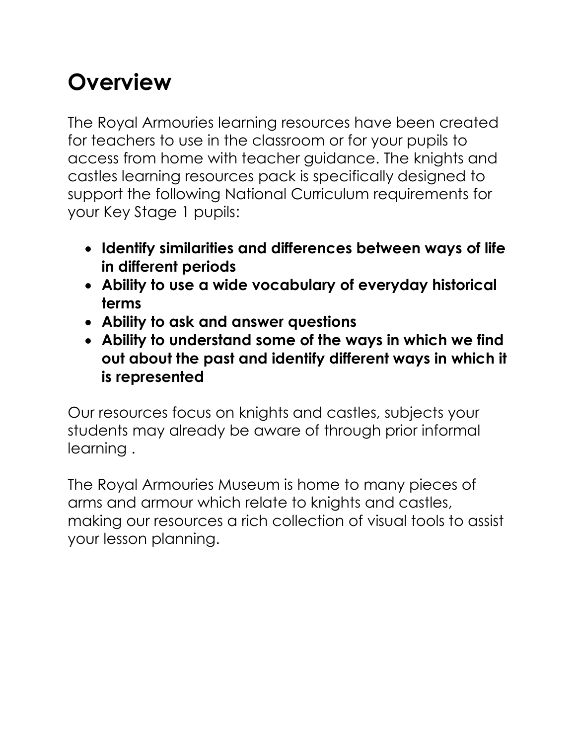# Overview

The Royal Armouries learning resources have been created for teachers to use in the classroom or for your pupils to access from home with teacher guidance. The knights and castles learning resources pack is specifically designed to support the following National Curriculum requirements for your Key Stage 1 pupils:

- **Identify similarities and differences between ways of life in different periods**
- **Ability to use a wide vocabulary of everyday historical terms**
- **Ability to ask and answer questions**
- **Ability to understand some of the ways in which we find out about the past and identify different ways in which it is represented**

Our resources focus on knights and castles, subjects your students may already be aware of through prior informal learning .

The Royal Armouries Museum is home to many pieces of arms and armour which relate to knights and castles, making our resources a rich collection of visual tools to assist your lesson planning.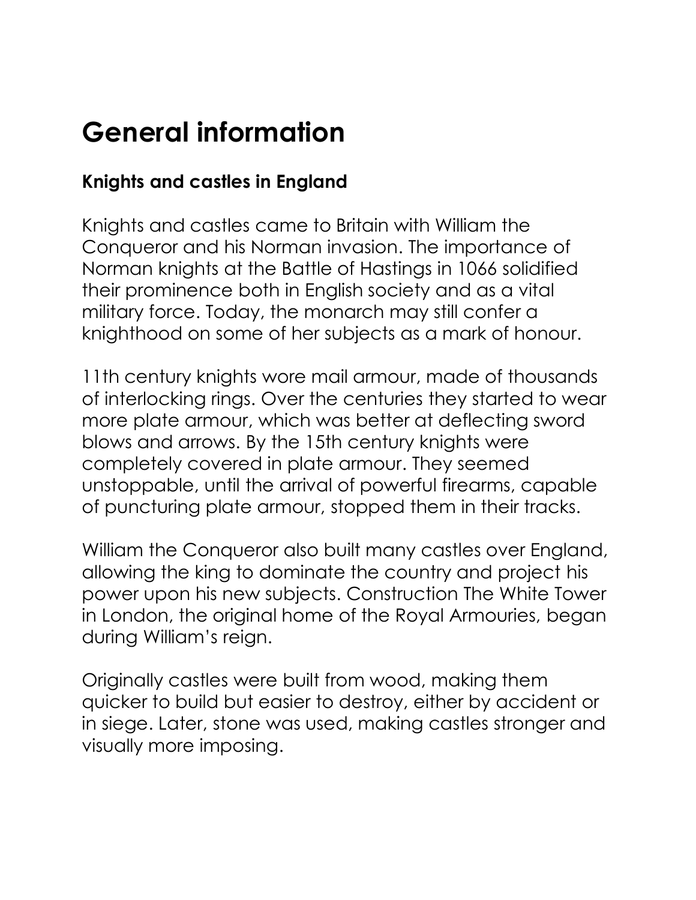# General information

## Knights and castles in England

Knights and castles came to Britain with William the Conqueror and his Norman invasion. The importance of Norman knights at the Battle of Hastings in 1066 solidified their prominence both in English society and as a vital military force. Today, the monarch may still confer a knighthood on some of her subjects as a mark of honour.

11th century knights wore mail armour, made of thousands of interlocking rings. Over the centuries they started to wear more plate armour, which was better at deflecting sword blows and arrows. By the 15th century knights were completely covered in plate armour. They seemed unstoppable, until the arrival of powerful firearms, capable of puncturing plate armour, stopped them in their tracks.

William the Conqueror also built many castles over England, allowing the king to dominate the country and project his power upon his new subjects. Construction The White Tower in London, the original home of the Royal Armouries, began during William's reign.

Originally castles were built from wood, making them quicker to build but easier to destroy, either by accident or in siege. Later, stone was used, making castles stronger and visually more imposing.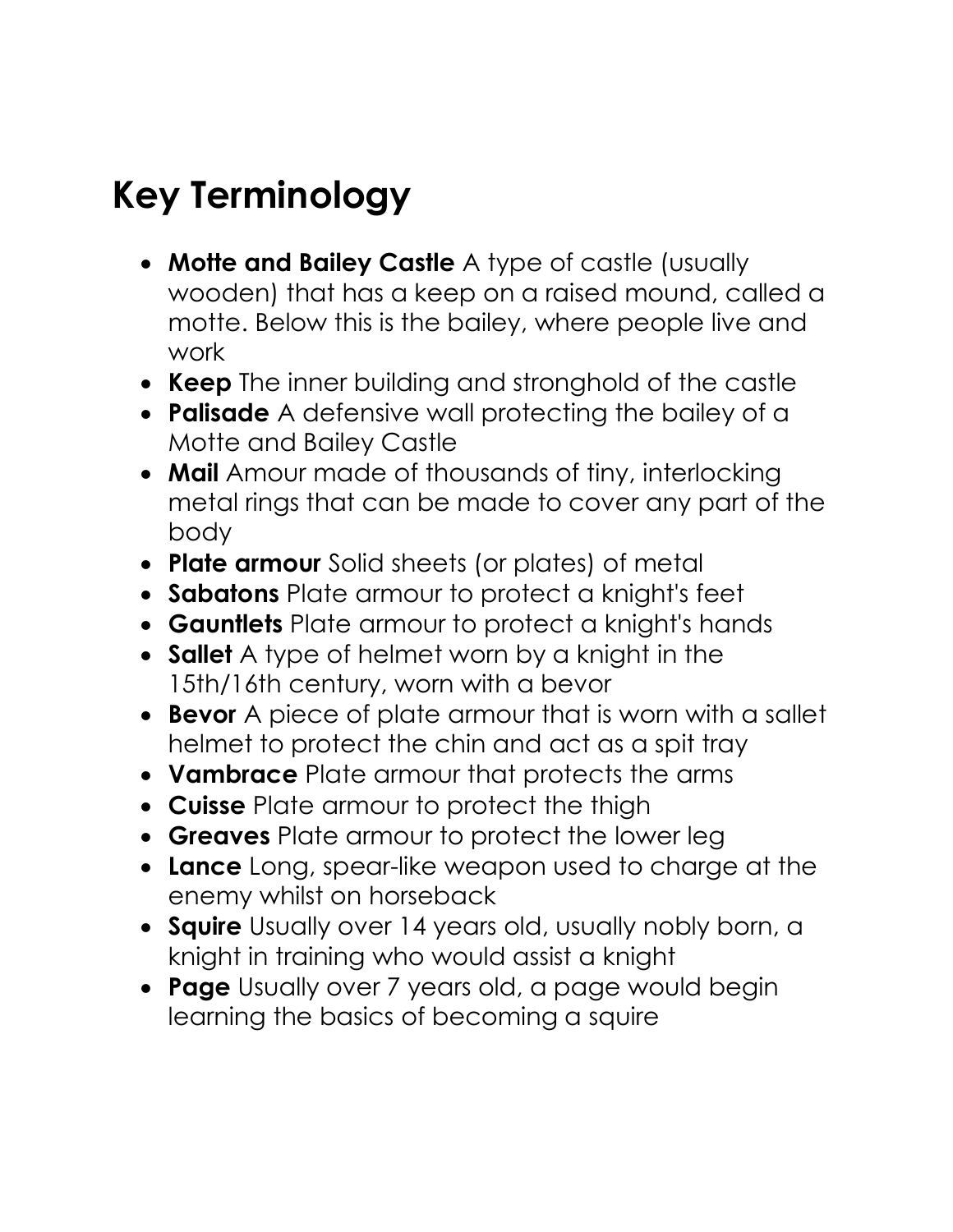# Key Terminology

- **Motte and Bailey Castle** A type of castle (usually wooden) that has a keep on a raised mound, called a motte. Below this is the bailey, where people live and work
- **Keep** The inner building and stronghold of the castle
- **Palisade** A defensive wall protecting the bailey of a Motte and Bailey Castle
- **Mail** Amour made of thousands of tiny, interlocking metal rings that can be made to cover any part of the body
- **Plate armour** Solid sheets (or plates) of metal
- **Sabatons** Plate armour to protect a knight's feet
- **Gauntlets** Plate armour to protect a knight's hands
- **Sallet** A type of helmet worn by a knight in the 15th/16th century, worn with a bevor
- **Bevor** A piece of plate armour that is worn with a sallet helmet to protect the chin and act as a spit tray
- **Vambrace** Plate armour that protects the arms
- **Cuisse** Plate armour to protect the thigh
- **Greaves** Plate armour to protect the lower leg
- **Lance** Long, spear-like weapon used to charge at the enemy whilst on horseback
- **Squire** Usually over 14 years old, usually nobly born, a knight in training who would assist a knight
- **Page** Usually over 7 years old, a page would begin learning the basics of becoming a squire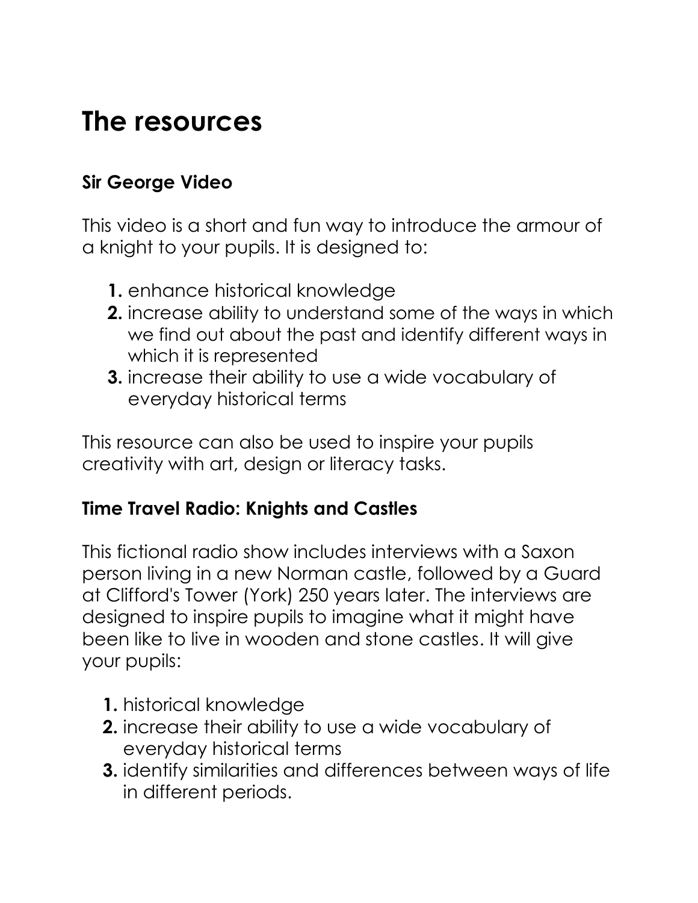# The resources

### Sir George Video

This video is a short and fun way to introduce the armour of a knight to your pupils. It is designed to:

1. enhance historical knowledge
2. increase ability to understand some of the ways in which we find out about the past and identify different ways in which it is represented
3. increase their ability to use a wide vocabulary of everyday historical terms

This resource can also be used to inspire your pupils creativity with art, design or literacy tasks.

### Time Travel Radio: Knights and Castles

This fictional radio show includes interviews with a Saxon person living in a new Norman castle, followed by a Guard at Clifford's Tower (York) 250 years later. The interviews are designed to inspire pupils to imagine what it might have been like to live in wooden and stone castles. It will give your pupils:

1. historical knowledge
2. increase their ability to use a wide vocabulary of everyday historical terms
3. identify similarities and differences between ways of life in different periods.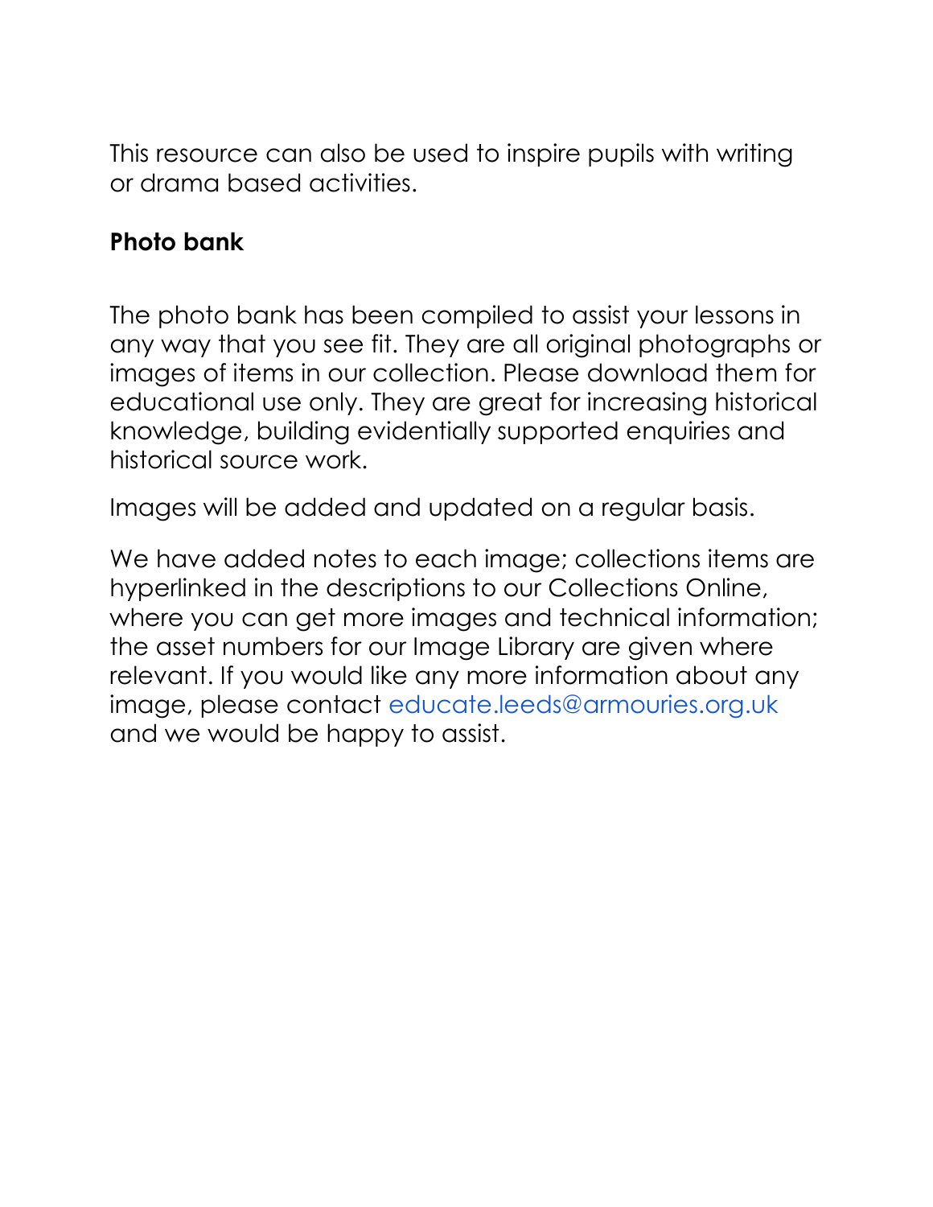This resource can also be used to inspire pupils with writing or drama based activities.

**Photo bank**

The photo bank has been compiled to assist your lessons in any way that you see fit. They are all original photographs or images of items in our collection. Please download them for educational use only. They are great for increasing historical knowledge, building evidentially supported enquiries and historical source work.

Images will be added and updated on a regular basis.

We have added notes to each image; collections items are hyperlinked in the descriptions to our Collections Online, where you can get more images and technical information; the asset numbers for our Image Library are given where relevant. If you would like any more information about any image, please contact educate.leeds@armouries.org.uk and we would be happy to assist.